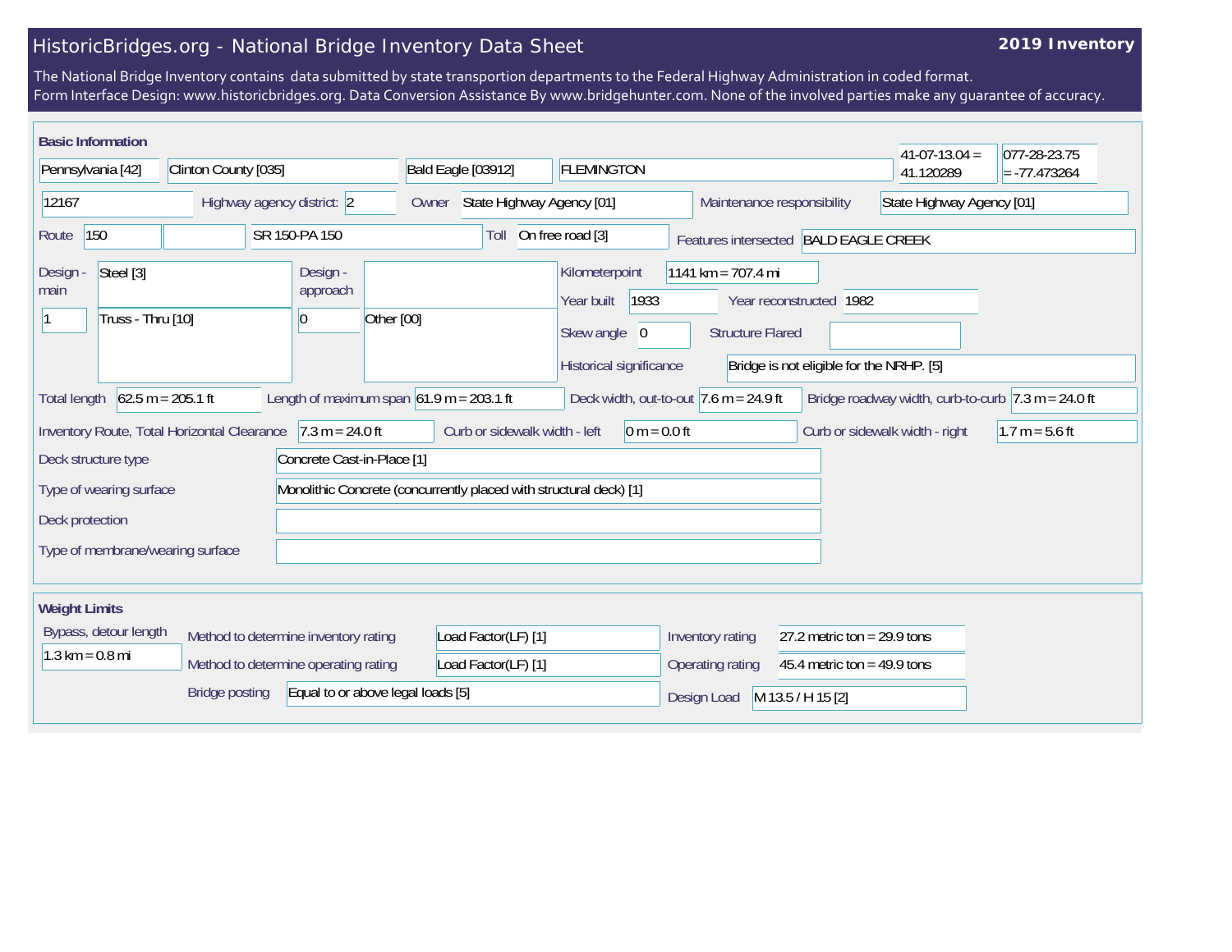# HistoricBridges.org - National Bridge Inventory Data Sheet

**2019 Inventory**

The National Bridge Inventory contains data submitted by state transportion departments to the Federal Highway Administration in coded format.
Form Interface Design: www.historicbridges.org. Data Conversion Assistance By www.bridgehunter.com. None of the involved parties make any guarantee of accuracy.

## Basic Information

| | |
|---|---|
| State | Pennsylvania [42] |
| County | Clinton County [035] |
| Place | Bald Eagle [03912] |
| Location | FLEMINGTON |
| Latitude | 41-07-13.04 = 41.120289 |
| Longitude | 077-28-23.75 = -77.473264 |
| Structure number | 12167 |
| Highway agency district | 2 |
| Owner | State Highway Agency [01] |
| Maintenance responsibility | State Highway Agency [01] |
| Route | 150 |
| Facility carried | SR 150-PA 150 |
| Toll | On free road [3] |
| Features intersected | BALD EAGLE CREEK |
| Design - main | Steel [3] |
| | 1 — Truss - Thru [10] |
| Design - approach | |
| | 0 — Other [00] |
| Kilometerpoint | 1141 km = 707.4 mi |
| Year built | 1933 |
| Year reconstructed | 1982 |
| Skew angle | 0 |
| Structure Flared | |
| Historical significance | Bridge is not eligible for the NRHP. [5] |
| Total length | 62.5 m = 205.1 ft |
| Length of maximum span | 61.9 m = 203.1 ft |
| Deck width, out-to-out | 7.6 m = 24.9 ft |
| Bridge roadway width, curb-to-curb | 7.3 m = 24.0 ft |
| Inventory Route, Total Horizontal Clearance | 7.3 m = 24.0 ft |
| Curb or sidewalk width - left | 0 m = 0.0 ft |
| Curb or sidewalk width - right | 1.7 m = 5.6 ft |
| Deck structure type | Concrete Cast-in-Place [1] |
| Type of wearing surface | Monolithic Concrete (concurrently placed with structural deck) [1] |
| Deck protection | |
| Type of membrane/wearing surface | |

## Weight Limits

| | |
|---|---|
| Bypass, detour length | 1.3 km = 0.8 mi |
| Method to determine inventory rating | Load Factor(LF) [1] |
| Inventory rating | 27.2 metric ton = 29.9 tons |
| Method to determine operating rating | Load Factor(LF) [1] |
| Operating rating | 45.4 metric ton = 49.9 tons |
| Bridge posting | Equal to or above legal loads [5] |
| Design Load | M 13.5 / H 15 [2] |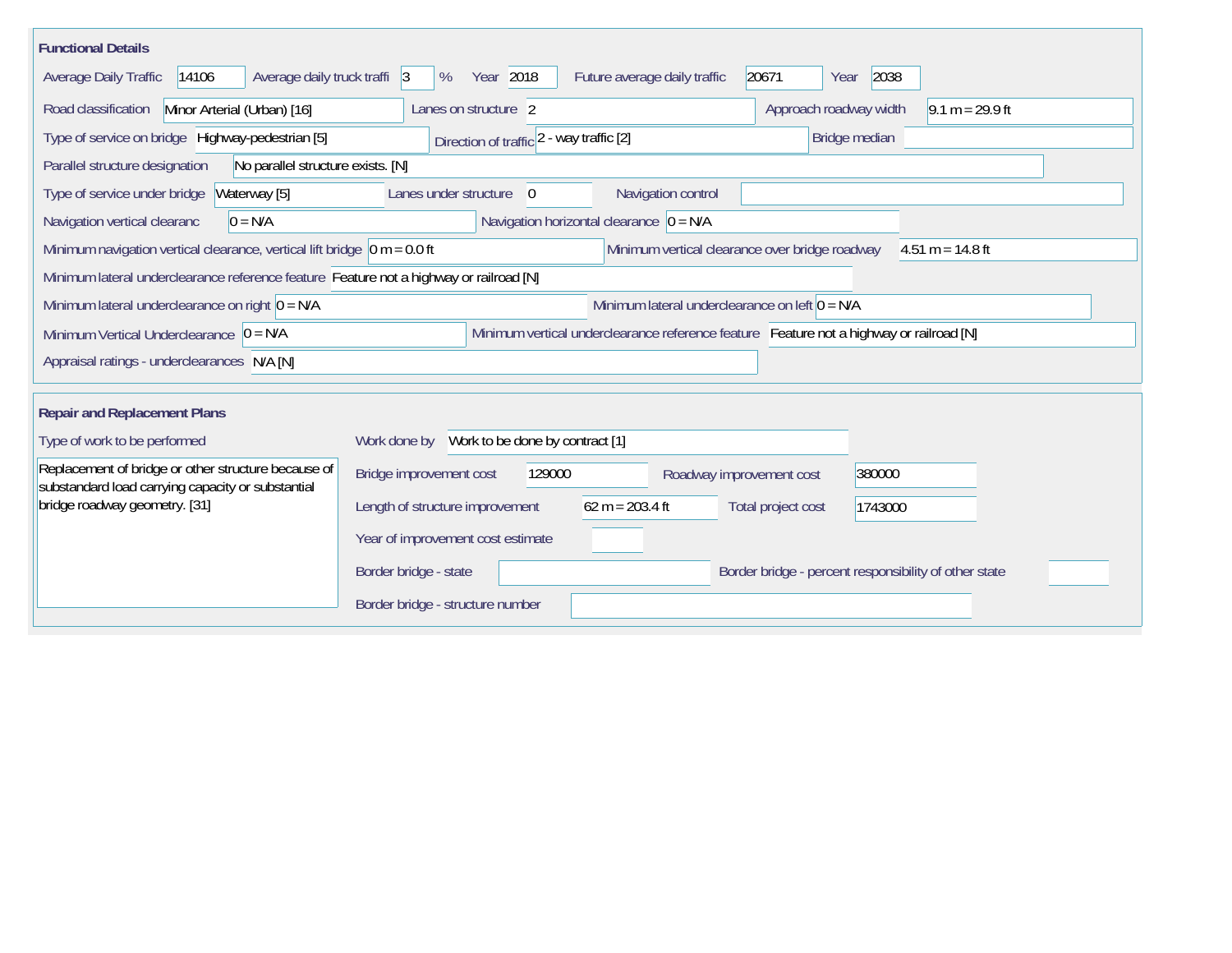## Functional Details

Average Daily Traffic: 14106
Average daily truck traffi: 3 %
Year: 2018
Future average daily traffic: 20671
Year: 2038

Road classification: Minor Arterial (Urban) [16]
Lanes on structure: 2
Approach roadway width: 9.1 m = 29.9 ft

Type of service on bridge: Highway-pedestrian [5]
Direction of traffic: 2 - way traffic [2]
Bridge median:

Parallel structure designation: No parallel structure exists. [N]

Type of service under bridge: Waterway [5]
Lanes under structure: 0
Navigation control:

Navigation vertical clearanc: 0 = N/A
Navigation horizontal clearance: 0 = N/A

Minimum navigation vertical clearance, vertical lift bridge: 0 m = 0.0 ft
Minimum vertical clearance over bridge roadway: 4.51 m = 14.8 ft

Minimum lateral underclearance reference feature: Feature not a highway or railroad [N]

Minimum lateral underclearance on right: 0 = N/A
Minimum lateral underclearance on left: 0 = N/A

Minimum Vertical Underclearance: 0 = N/A
Minimum vertical underclearance reference feature: Feature not a highway or railroad [N]

Appraisal ratings - underclearances: N/A [N]

## Repair and Replacement Plans

Type of work to be performed:
Replacement of bridge or other structure because of substandard load carrying capacity or substantial bridge roadway geometry. [31]

Work done by: Work to be done by contract [1]

Bridge improvement cost: 129000
Roadway improvement cost: 380000

Length of structure improvement: 62 m = 203.4 ft
Total project cost: 1743000

Year of improvement cost estimate:

Border bridge - state:
Border bridge - percent responsibility of other state:

Border bridge - structure number: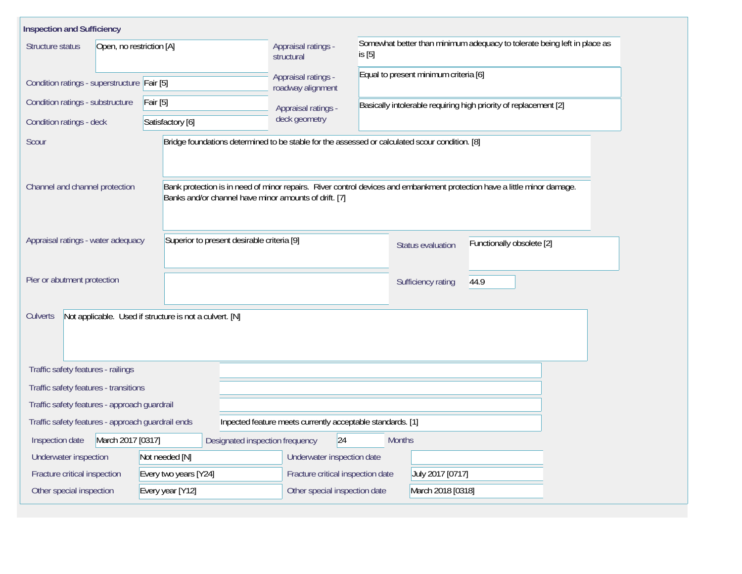## Inspection and Sufficiency

| | |
|---|---|
| Structure status | Open, no restriction [A] |
| Condition ratings - superstructure | Fair [5] |
| Condition ratings - substructure | Fair [5] |
| Condition ratings - deck | Satisfactory [6] |
| Appraisal ratings - structural | Somewhat better than minimum adequacy to tolerate being left in place as is [5] |
| Appraisal ratings - roadway alignment | Equal to present minimum criteria [6] |
| Appraisal ratings - deck geometry | Basically intolerable requiring high priority of replacement [2] |
| Scour | Bridge foundations determined to be stable for the assessed or calculated scour condition. [8] |
| Channel and channel protection | Bank protection is in need of minor repairs. River control devices and embankment protection have a little minor damage. Banks and/or channel have minor amounts of drift. [7] |
| Appraisal ratings - water adequacy | Superior to present desirable criteria [9] |
| Status evaluation | Functionally obsolete [2] |
| Pier or abutment protection | |
| Sufficiency rating | 44.9 |
| Culverts | Not applicable. Used if structure is not a culvert. [N] |
| Traffic safety features - railings | |
| Traffic safety features - transitions | |
| Traffic safety features - approach guardrail | |
| Traffic safety features - approach guardrail ends | Inpected feature meets currently acceptable standards. [1] |
| Inspection date | March 2017 [0317] |
| Designated inspection frequency | 24 Months |
| Underwater inspection | Not needed [N] |
| Underwater inspection date | |
| Fracture critical inspection | Every two years [Y24] |
| Fracture critical inspection date | July 2017 [0717] |
| Other special inspection | Every year [Y12] |
| Other special inspection date | March 2018 [0318] |